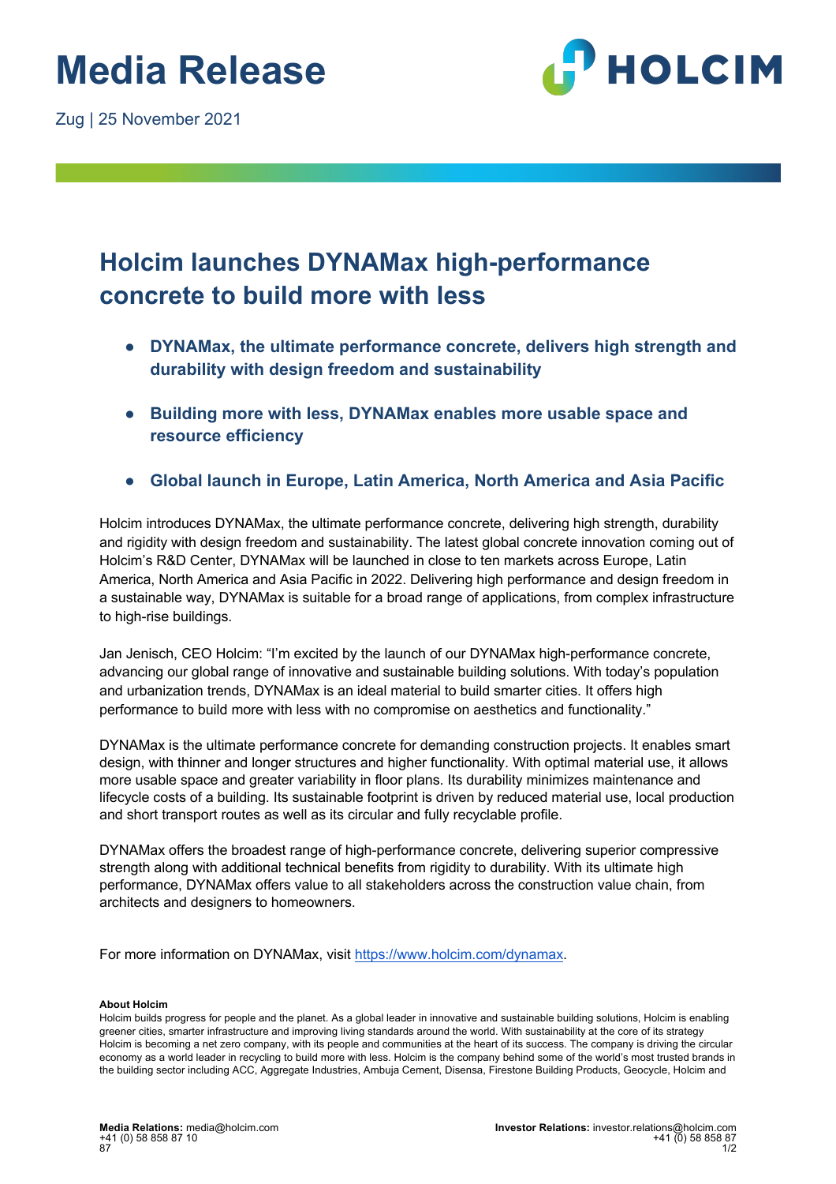# Media Release

Zug | 25 November 2021

## Holcim launches DYNAMax high-performance concrete to build more with less

- **DYNAMax, the ultimate performance concrete, delivers high strength and durability with design freedom and sustainability**
- **Building more with less, DYNAMax enables more usable space and resource efficiency**
- **Global launch in Europe, Latin America, North America and Asia Pacific**

Holcim introduces DYNAMax, the ultimate performance concrete, delivering high strength, durability and rigidity with design freedom and sustainability. The latest global concrete innovation coming out of Holcim's R&D Center, DYNAMax will be launched in close to ten markets across Europe, Latin America, North America and Asia Pacific in 2022. Delivering high performance and design freedom in a sustainable way, DYNAMax is suitable for a broad range of applications, from complex infrastructure to high-rise buildings.

Jan Jenisch, CEO Holcim: "I'm excited by the launch of our DYNAMax high-performance concrete, advancing our global range of innovative and sustainable building solutions. With today's population and urbanization trends, DYNAMax is an ideal material to build smarter cities. It offers high performance to build more with less with no compromise on aesthetics and functionality."

DYNAMax is the ultimate performance concrete for demanding construction projects. It enables smart design, with thinner and longer structures and higher functionality. With optimal material use, it allows more usable space and greater variability in floor plans. Its durability minimizes maintenance and lifecycle costs of a building. Its sustainable footprint is driven by reduced material use, local production and short transport routes as well as its circular and fully recyclable profile.

DYNAMax offers the broadest range of high-performance concrete, delivering superior compressive strength along with additional technical benefits from rigidity to durability. With its ultimate high performance, DYNAMax offers value to all stakeholders across the construction value chain, from architects and designers to homeowners.

For more information on DYNAMax, visit https://www.holcim.com/dynamax.

**About Holcim**

Holcim builds progress for people and the planet. As a global leader in innovative and sustainable building solutions, Holcim is enabling greener cities, smarter infrastructure and improving living standards around the world. With sustainability at the core of its strategy Holcim is becoming a net zero company, with its people and communities at the heart of its success. The company is driving the circular economy as a world leader in recycling to build more with less. Holcim is the company behind some of the world's most trusted brands in the building sector including ACC, Aggregate Industries, Ambuja Cement, Disensa, Firestone Building Products, Geocycle, Holcim and

**Media Relations:** media@holcim.com
+41 (0) 58 858 87 10
87

**Investor Relations:** investor.relations@holcim.com
+41 (0) 58 858 87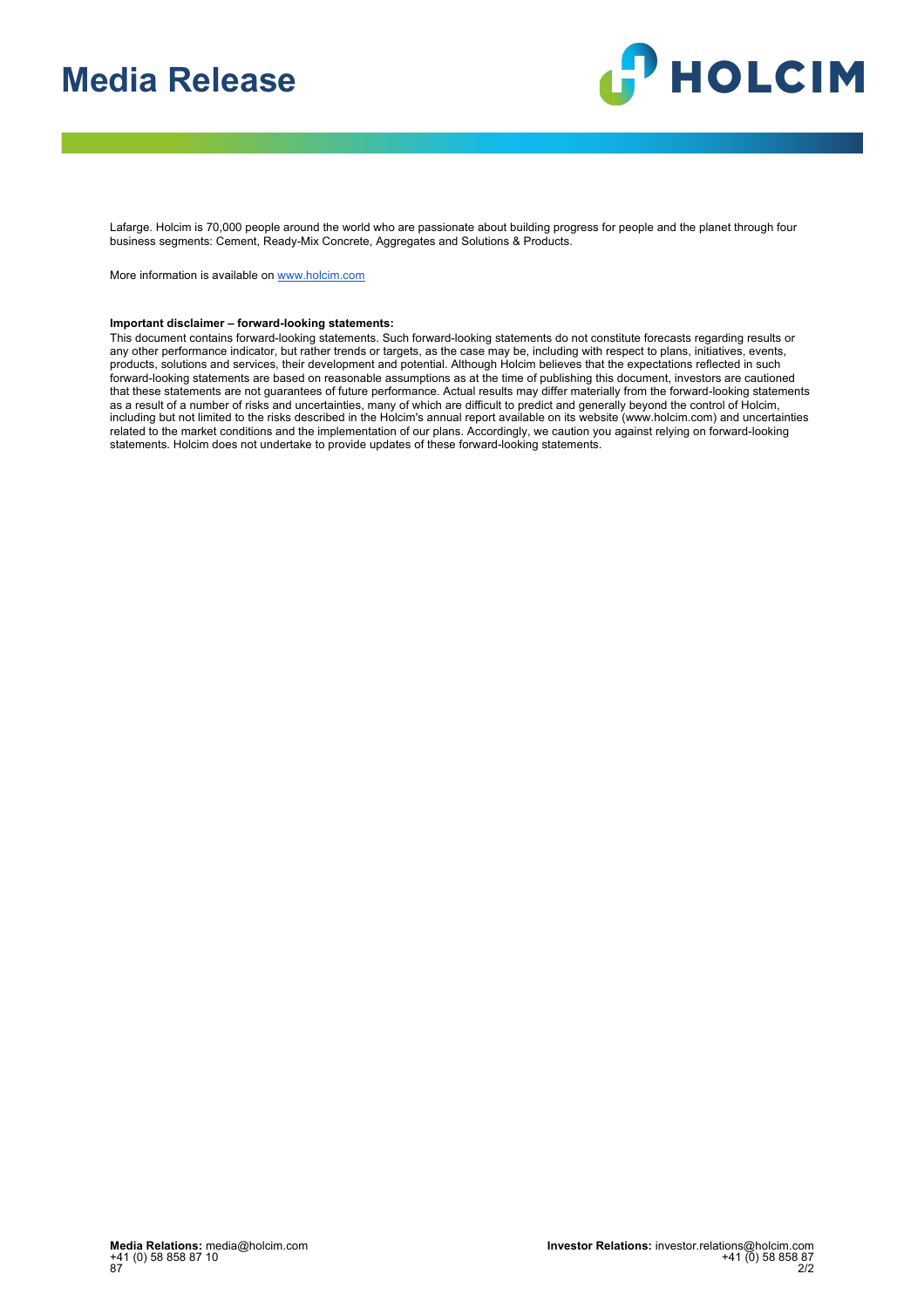Lafarge. Holcim is 70,000 people around the world who are passionate about building progress for people and the planet through four business segments: Cement, Ready-Mix Concrete, Aggregates and Solutions & Products.

More information is available on [www.holcim.com](http://www.holcim.com)

**Important disclaimer – forward-looking statements:**
This document contains forward-looking statements. Such forward-looking statements do not constitute forecasts regarding results or any other performance indicator, but rather trends or targets, as the case may be, including with respect to plans, initiatives, events, products, solutions and services, their development and potential. Although Holcim believes that the expectations reflected in such forward-looking statements are based on reasonable assumptions as at the time of publishing this document, investors are cautioned that these statements are not guarantees of future performance. Actual results may differ materially from the forward-looking statements as a result of a number of risks and uncertainties, many of which are difficult to predict and generally beyond the control of Holcim, including but not limited to the risks described in the Holcim's annual report available on its website (www.holcim.com) and uncertainties related to the market conditions and the implementation of our plans. Accordingly, we caution you against relying on forward-looking statements. Holcim does not undertake to provide updates of these forward-looking statements.